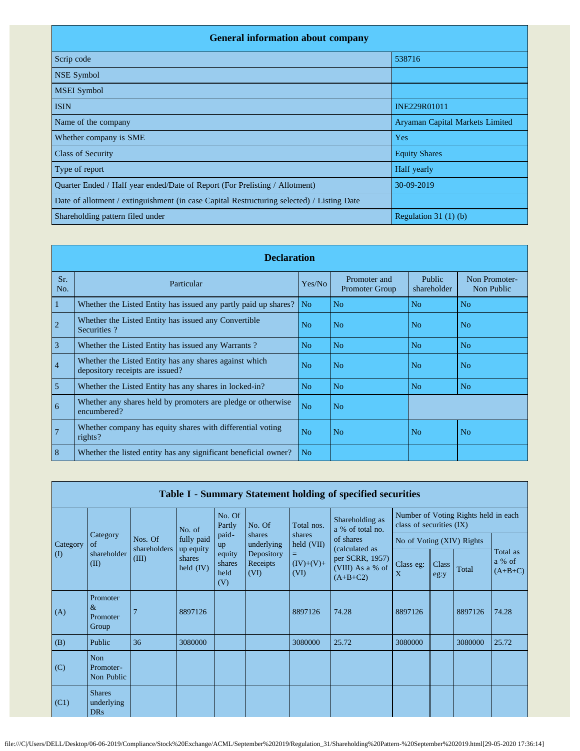## General information about company

| General information about company | |
|---|---|
| Scrip code | 538716 |
| NSE Symbol | |
| MSEI Symbol | |
| ISIN | INE229R01011 |
| Name of the company | Aryaman Capital Markets Limited |
| Whether company is SME | Yes |
| Class of Security | Equity Shares |
| Type of report | Half yearly |
| Quarter Ended / Half year ended/Date of Report (For Prelisting / Allotment) | 30-09-2019 |
| Date of allotment / extinguishment (in case Capital Restructuring selected) / Listing Date | |
| Shareholding pattern filed under | Regulation 31 (1) (b) |

## Declaration

| Sr. No. | Particular | Yes/No | Promoter and Promoter Group | Public shareholder | Non Promoter- Non Public |
|---|---|---|---|---|---|
| 1 | Whether the Listed Entity has issued any partly paid up shares? | No | No | No | No |
| 2 | Whether the Listed Entity has issued any Convertible Securities ? | No | No | No | No |
| 3 | Whether the Listed Entity has issued any Warrants ? | No | No | No | No |
| 4 | Whether the Listed Entity has any shares against which depository receipts are issued? | No | No | No | No |
| 5 | Whether the Listed Entity has any shares in locked-in? | No | No | No | No |
| 6 | Whether any shares held by promoters are pledge or otherwise encumbered? | No | No | | |
| 7 | Whether company has equity shares with differential voting rights? | No | No | No | No |
| 8 | Whether the listed entity has any significant beneficial owner? | No | | | |

## Table I - Summary Statement holding of specified securities

| Category (I) | Category of shareholder (II) | Nos. Of shareholders (III) | No. of fully paid up equity shares held (IV) | No. Of Partly paid-up equity shares held (V) | No. Of shares underlying Depository Receipts (VI) | Total nos. shares held (VII) = (IV)+(V)+ (VI) | Shareholding as a % of total no. of shares (calculated as per SCRR, 1957) (VIII) As a % of (A+B+C2) | Number of Voting Rights held in each class of securities (IX) | | | |
|---|---|---|---|---|---|---|---|---|---|---|---|
| | | | | | | | | No of Voting (XIV) Rights | | | Total as a % of (A+B+C) |
| | | | | | | | | Class eg: X | Class eg:y | Total | |
| (A) | Promoter & Promoter Group | 7 | 8897126 | | | 8897126 | 74.28 | 8897126 | | 8897126 | 74.28 |
| (B) | Public | 36 | 3080000 | | | 3080000 | 25.72 | 3080000 | | 3080000 | 25.72 |
| (C) | Non Promoter- Non Public | | | | | | | | | | |
| (C1) | Shares underlying DRs | | | | | | | | | | |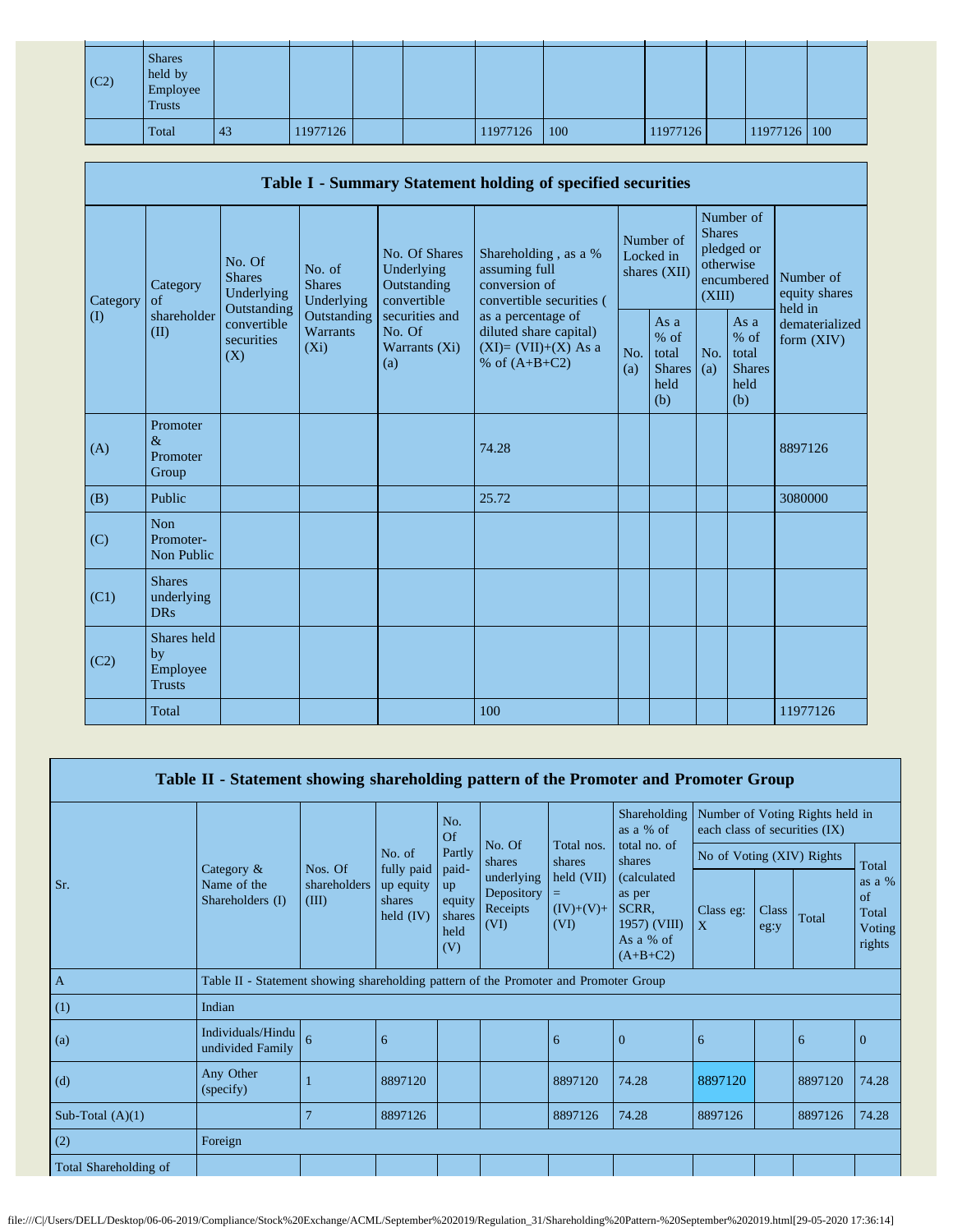| | | | | | | | | | | | |
|---|---|---|---|---|---|---|---|---|---|---|---|
| (C2) | Shares held by Employee Trusts | | | | | | | | | | |
| | Total | 43 | 11977126 | | | 11977126 | 100 | 11977126 | | 11977126 | 100 |

## Table I - Summary Statement holding of specified securities

| Category (I) | Category of shareholder (II) | No. Of Shares Underlying Outstanding convertible securities (X) | No. of Shares Underlying Outstanding Warrants (Xi) | No. Of Shares Underlying Outstanding convertible securities and No. Of Warrants (Xi) (a) | Shareholding , as a % assuming full conversion of convertible securities ( as a percentage of diluted share capital) (XI)= (VII)+(X) As a % of (A+B+C2) | Number of Locked in shares (XII) | | Number of Shares pledged or otherwise encumbered (XIII) | | Number of equity shares held in dematerialized form (XIV) |
|---|---|---|---|---|---|---|---|---|---|---|
| | | | | | | No. (a) | As a % of total Shares held (b) | No. (a) | As a % of total Shares held (b) | |
| (A) | Promoter & Promoter Group | | | | 74.28 | | | | | 8897126 |
| (B) | Public | | | | 25.72 | | | | | 3080000 |
| (C) | Non Promoter- Non Public | | | | | | | | | |
| (C1) | Shares underlying DRs | | | | | | | | | |
| (C2) | Shares held by Employee Trusts | | | | | | | | | |
| | Total | | | | 100 | | | | | 11977126 |

## Table II - Statement showing shareholding pattern of the Promoter and Promoter Group

| Sr. | Category & Name of the Shareholders (I) | Nos. Of shareholders (III) | No. of fully paid up equity shares held (IV) | No. Of Partly paid-up equity shares held (V) | No. Of shares underlying Depository Receipts (VI) | Total nos. shares held (VII) = (IV)+(V)+ (VI) | Shareholding as a % of total no. of shares (calculated as per SCRR, 1957) (VIII) As a % of (A+B+C2) | Number of Voting Rights held in each class of securities (IX) | | | |
|---|---|---|---|---|---|---|---|---|---|---|---|
| | | | | | | | | No of Voting (XIV) Rights | | | Total as a % of Total Voting rights |
| | | | | | | | | Class eg: X | Class eg:y | Total | |
| A | Table II - Statement showing shareholding pattern of the Promoter and Promoter Group | | | | | | | | | | |
| (1) | Indian | | | | | | | | | | |
| (a) | Individuals/Hindu undivided Family | 6 | 6 | | | 6 | 0 | 6 | | 6 | 0 |
| (d) | Any Other (specify) | 1 | 8897120 | | | 8897120 | 74.28 | 8897120 | | 8897120 | 74.28 |
| Sub-Total (A)(1) | | 7 | 8897126 | | | 8897126 | 74.28 | 8897126 | | 8897126 | 74.28 |
| (2) | Foreign | | | | | | | | | | |
| Total Shareholding of | | | | | | | | | | | |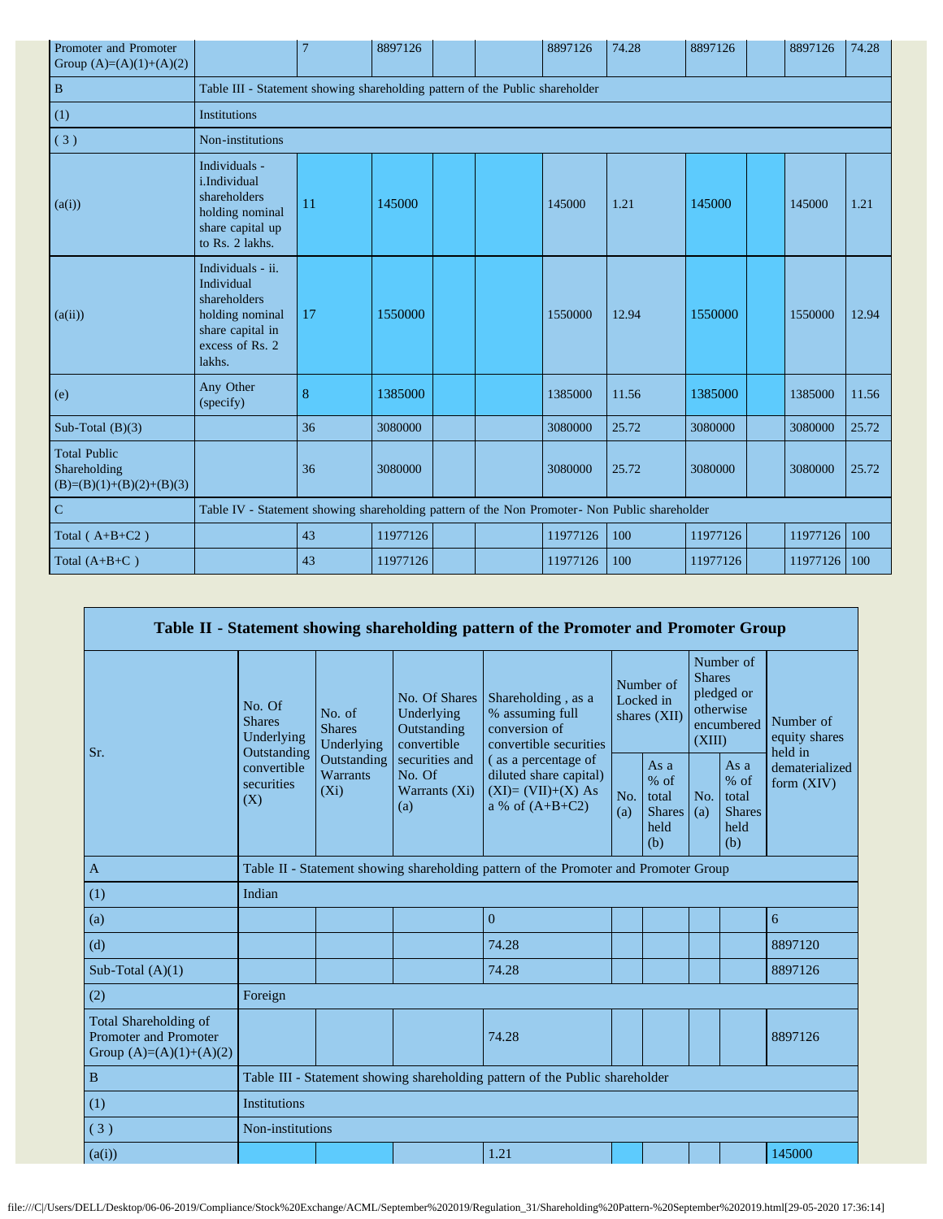| | | | | | | | | | | | |
|---|---|---|---|---|---|---|---|---|---|---|---|
| Promoter and Promoter Group (A)=(A)(1)+(A)(2) | | 7 | 8897126 | | | 8897126 | 74.28 | 8897126 | | 8897126 | 74.28 |
| B | Table III - Statement showing shareholding pattern of the Public shareholder | | | | | | | | | | |
| (1) | Institutions | | | | | | | | | | |
| ( 3 ) | Non-institutions | | | | | | | | | | |
| (a(i)) | Individuals - i.Individual shareholders holding nominal share capital up to Rs. 2 lakhs. | 11 | 145000 | | | 145000 | 1.21 | 145000 | | 145000 | 1.21 |
| (a(ii)) | Individuals - ii. Individual shareholders holding nominal share capital in excess of Rs. 2 lakhs. | 17 | 1550000 | | | 1550000 | 12.94 | 1550000 | | 1550000 | 12.94 |
| (e) | Any Other (specify) | 8 | 1385000 | | | 1385000 | 11.56 | 1385000 | | 1385000 | 11.56 |
| Sub-Total (B)(3) | | 36 | 3080000 | | | 3080000 | 25.72 | 3080000 | | 3080000 | 25.72 |
| Total Public Shareholding (B)=(B)(1)+(B)(2)+(B)(3) | | 36 | 3080000 | | | 3080000 | 25.72 | 3080000 | | 3080000 | 25.72 |
| C | Table IV - Statement showing shareholding pattern of the Non Promoter- Non Public shareholder | | | | | | | | | | |
| Total ( A+B+C2 ) | | 43 | 11977126 | | | 11977126 | 100 | 11977126 | | 11977126 | 100 |
| Total (A+B+C ) | | 43 | 11977126 | | | 11977126 | 100 | 11977126 | | 11977126 | 100 |

## Table II - Statement showing shareholding pattern of the Promoter and Promoter Group

| Sr. | No. Of Shares Underlying Outstanding convertible securities (X) | No. of Shares Underlying Outstanding Warrants (Xi) | No. Of Shares Underlying Outstanding convertible securities and No. Of Warrants (Xi) (a) | Shareholding , as a % assuming full conversion of convertible securities ( as a percentage of diluted share capital) (XI)= (VII)+(X) As a % of (A+B+C2) | Number of Locked in shares (XII) | | Number of Shares pledged or otherwise encumbered (XIII) | | Number of equity shares held in dematerialized form (XIV) |
|---|---|---|---|---|---|---|---|---|---|
| | | | | | No. (a) | As a % of total Shares held (b) | No. (a) | As a % of total Shares held (b) | |
| A | Table II - Statement showing shareholding pattern of the Promoter and Promoter Group | | | | | | | | |
| (1) | Indian | | | | | | | | |
| (a) | | | | 0 | | | | | 6 |
| (d) | | | | 74.28 | | | | | 8897120 |
| Sub-Total (A)(1) | | | | 74.28 | | | | | 8897126 |
| (2) | Foreign | | | | | | | | |
| Total Shareholding of Promoter and Promoter Group (A)=(A)(1)+(A)(2) | | | | 74.28 | | | | | 8897126 |
| B | Table III - Statement showing shareholding pattern of the Public shareholder | | | | | | | | |
| (1) | Institutions | | | | | | | | |
| ( 3 ) | Non-institutions | | | | | | | | |
| (a(i)) | | | | 1.21 | | | | | 145000 |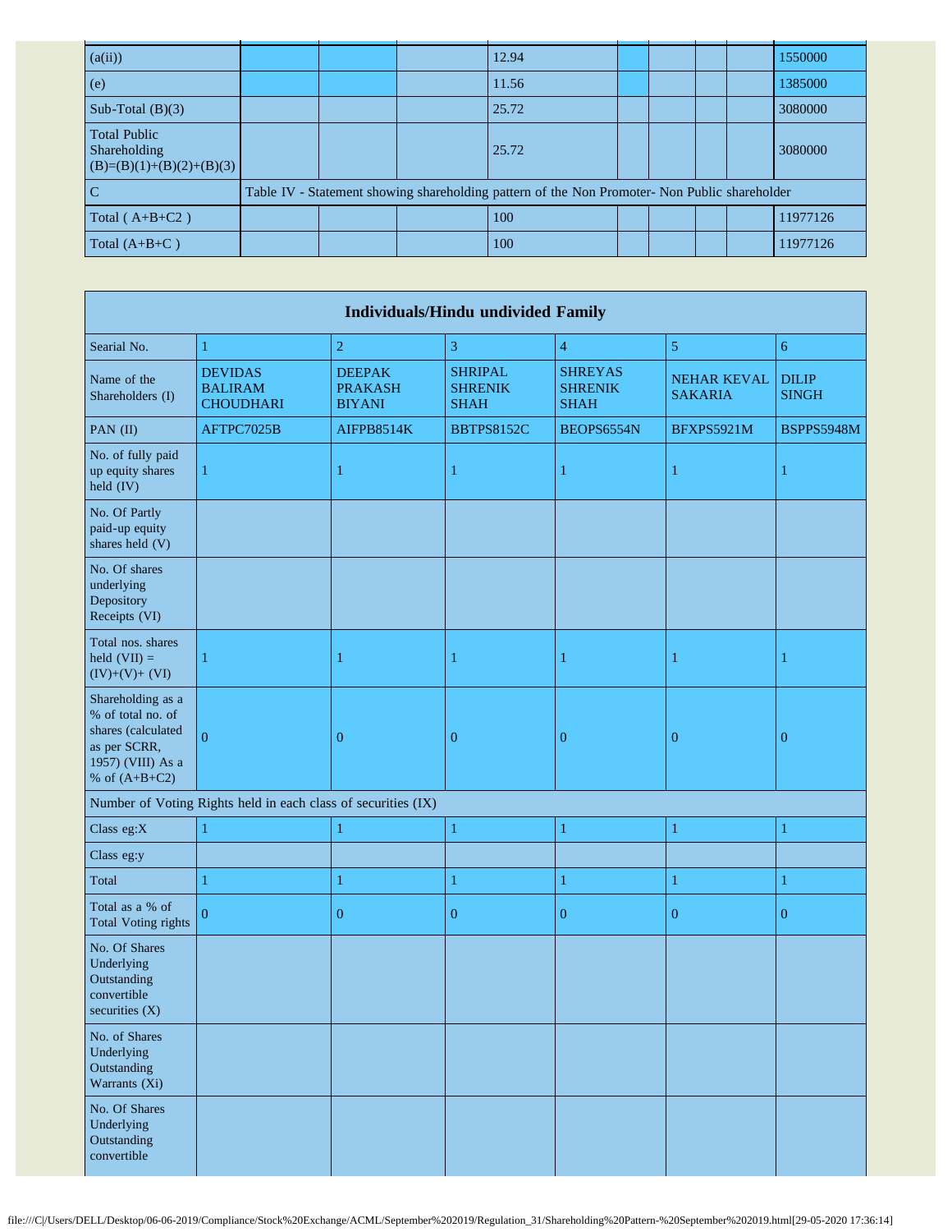| (a(ii)) | | | | 12.94 | | | | | 1550000 |
|---|---|---|---|---|---|---|---|---|---|
| (e) | | | | 11.56 | | | | | 1385000 |
| Sub-Total (B)(3) | | | | 25.72 | | | | | 3080000 |
| Total Public Shareholding (B)=(B)(1)+(B)(2)+(B)(3) | | | | 25.72 | | | | | 3080000 |
| C | Table IV - Statement showing shareholding pattern of the Non Promoter- Non Public shareholder | | | | | | | | |
| Total ( A+B+C2 ) | | | | 100 | | | | | 11977126 |
| Total (A+B+C ) | | | | 100 | | | | | 11977126 |

| Individuals/Hindu undivided Family | | | | | | |
|---|---|---|---|---|---|---|
| Searial No. | 1 | 2 | 3 | 4 | 5 | 6 |
| Name of the Shareholders (I) | DEVIDAS BALIRAM CHOUDHARI | DEEPAK PRAKASH BIYANI | SHRIPAL SHRENIK SHAH | SHREYAS SHRENIK SHAH | NEHAR KEVAL SAKARIA | DILIP SINGH |
| PAN (II) | AFTPC7025B | AIFPB8514K | BBTPS8152C | BEOPS6554N | BFXPS5921M | BSPPS5948M |
| No. of fully paid up equity shares held (IV) | 1 | 1 | 1 | 1 | 1 | 1 |
| No. Of Partly paid-up equity shares held (V) | | | | | | |
| No. Of shares underlying Depository Receipts (VI) | | | | | | |
| Total nos. shares held (VII) = (IV)+(V)+ (VI) | 1 | 1 | 1 | 1 | 1 | 1 |
| Shareholding as a % of total no. of shares (calculated as per SCRR, 1957) (VIII) As a % of (A+B+C2) | 0 | 0 | 0 | 0 | 0 | 0 |
| Number of Voting Rights held in each class of securities (IX) | | | | | | |
| Class eg:X | 1 | 1 | 1 | 1 | 1 | 1 |
| Class eg:y | | | | | | |
| Total | 1 | 1 | 1 | 1 | 1 | 1 |
| Total as a % of Total Voting rights | 0 | 0 | 0 | 0 | 0 | 0 |
| No. Of Shares Underlying Outstanding convertible securities (X) | | | | | | |
| No. of Shares Underlying Outstanding Warrants (Xi) | | | | | | |
| No. Of Shares Underlying Outstanding convertible | | | | | | |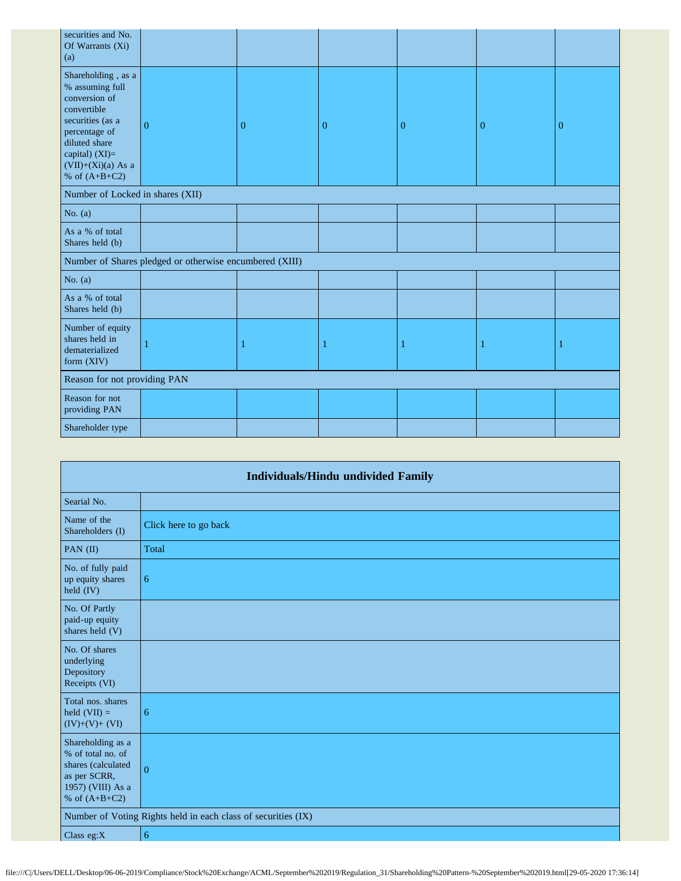| securities and No. Of Warrants (Xi) (a) | | | | | | |
|---|---|---|---|---|---|---|
| Shareholding , as a % assuming full conversion of convertible securities (as a percentage of diluted share capital) (XI)= (VII)+(Xi)(a) As a % of (A+B+C2) | 0 | 0 | 0 | 0 | 0 | 0 |
| Number of Locked in shares (XII) | | | | | | |
| No. (a) | | | | | | |
| As a % of total Shares held (b) | | | | | | |
| Number of Shares pledged or otherwise encumbered (XIII) | | | | | | |
| No. (a) | | | | | | |
| As a % of total Shares held (b) | | | | | | |
| Number of equity shares held in dematerialized form (XIV) | 1 | 1 | 1 | 1 | 1 | 1 |
| Reason for not providing PAN | | | | | | |
| Reason for not providing PAN | | | | | | |
| Shareholder type | | | | | | |

| Individuals/Hindu undivided Family | |
|---|---|
| Searial No. | |
| Name of the Shareholders (I) | Click here to go back |
| PAN (II) | Total |
| No. of fully paid up equity shares held (IV) | 6 |
| No. Of Partly paid-up equity shares held (V) | |
| No. Of shares underlying Depository Receipts (VI) | |
| Total nos. shares held (VII) = (IV)+(V)+ (VI) | 6 |
| Shareholding as a % of total no. of shares (calculated as per SCRR, 1957) (VIII) As a % of (A+B+C2) | 0 |
| Number of Voting Rights held in each class of securities (IX) | |
| Class eg:X | 6 |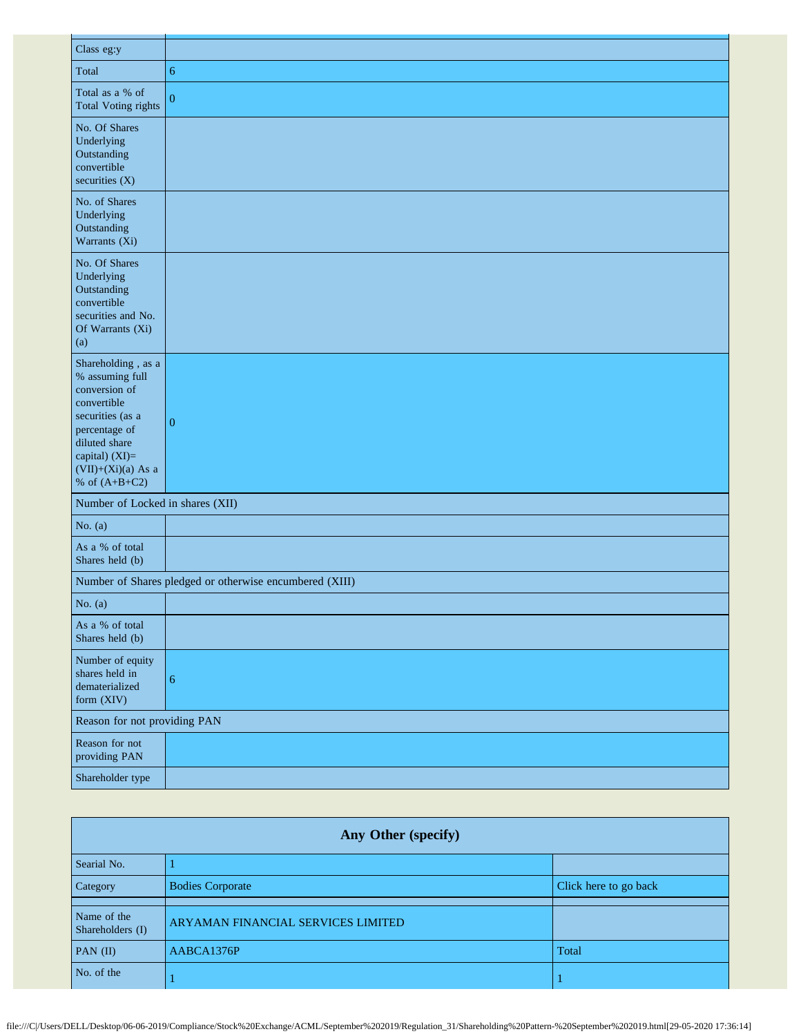| | |
|---|---|
| Class eg:y | |
| Total | 6 |
| Total as a % of Total Voting rights | 0 |
| No. Of Shares Underlying Outstanding convertible securities (X) | |
| No. of Shares Underlying Outstanding Warrants (Xi) | |
| No. Of Shares Underlying Outstanding convertible securities and No. Of Warrants (Xi) (a) | |
| Shareholding , as a % assuming full conversion of convertible securities (as a percentage of diluted share capital) (XI)= (VII)+(Xi)(a) As a % of (A+B+C2) | 0 |
| Number of Locked in shares (XII) | |
| No. (a) | |
| As a % of total Shares held (b) | |
| Number of Shares pledged or otherwise encumbered (XIII) | |
| No. (a) | |
| As a % of total Shares held (b) | |
| Number of equity shares held in dematerialized form (XIV) | 6 |
| Reason for not providing PAN | |
| Reason for not providing PAN | |
| Shareholder type | |

| Any Other (specify) | | |
|---|---|---|
| Searial No. | 1 | |
| Category | Bodies Corporate | Click here to go back |
| | | |
| Name of the Shareholders (I) | ARYAMAN FINANCIAL SERVICES LIMITED | |
| PAN (II) | AABCA1376P | Total |
| No. of the | 1 | 1 |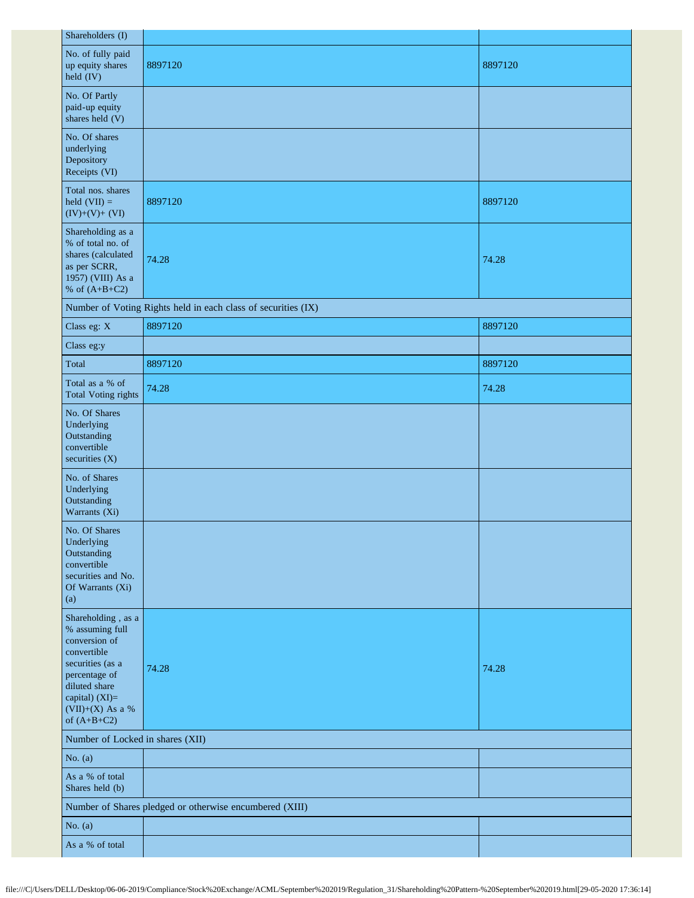| Shareholders (I) | | |
|---|---|---|
| No. of fully paid up equity shares held (IV) | 8897120 | 8897120 |
| No. Of Partly paid-up equity shares held (V) | | |
| No. Of shares underlying Depository Receipts (VI) | | |
| Total nos. shares held (VII) = (IV)+(V)+ (VI) | 8897120 | 8897120 |
| Shareholding as a % of total no. of shares (calculated as per SCRR, 1957) (VIII) As a % of (A+B+C2) | 74.28 | 74.28 |
| Number of Voting Rights held in each class of securities (IX) | | |
| Class eg: X | 8897120 | 8897120 |
| Class eg:y | | |
| Total | 8897120 | 8897120 |
| Total as a % of Total Voting rights | 74.28 | 74.28 |
| No. Of Shares Underlying Outstanding convertible securities (X) | | |
| No. of Shares Underlying Outstanding Warrants (Xi) | | |
| No. Of Shares Underlying Outstanding convertible securities and No. Of Warrants (Xi) (a) | | |
| Shareholding , as a % assuming full conversion of convertible securities (as a percentage of diluted share capital) (XI)= (VII)+(X) As a % of (A+B+C2) | 74.28 | 74.28 |
| Number of Locked in shares (XII) | | |
| No. (a) | | |
| As a % of total Shares held (b) | | |
| Number of Shares pledged or otherwise encumbered (XIII) | | |
| No. (a) | | |
| As a % of total | | |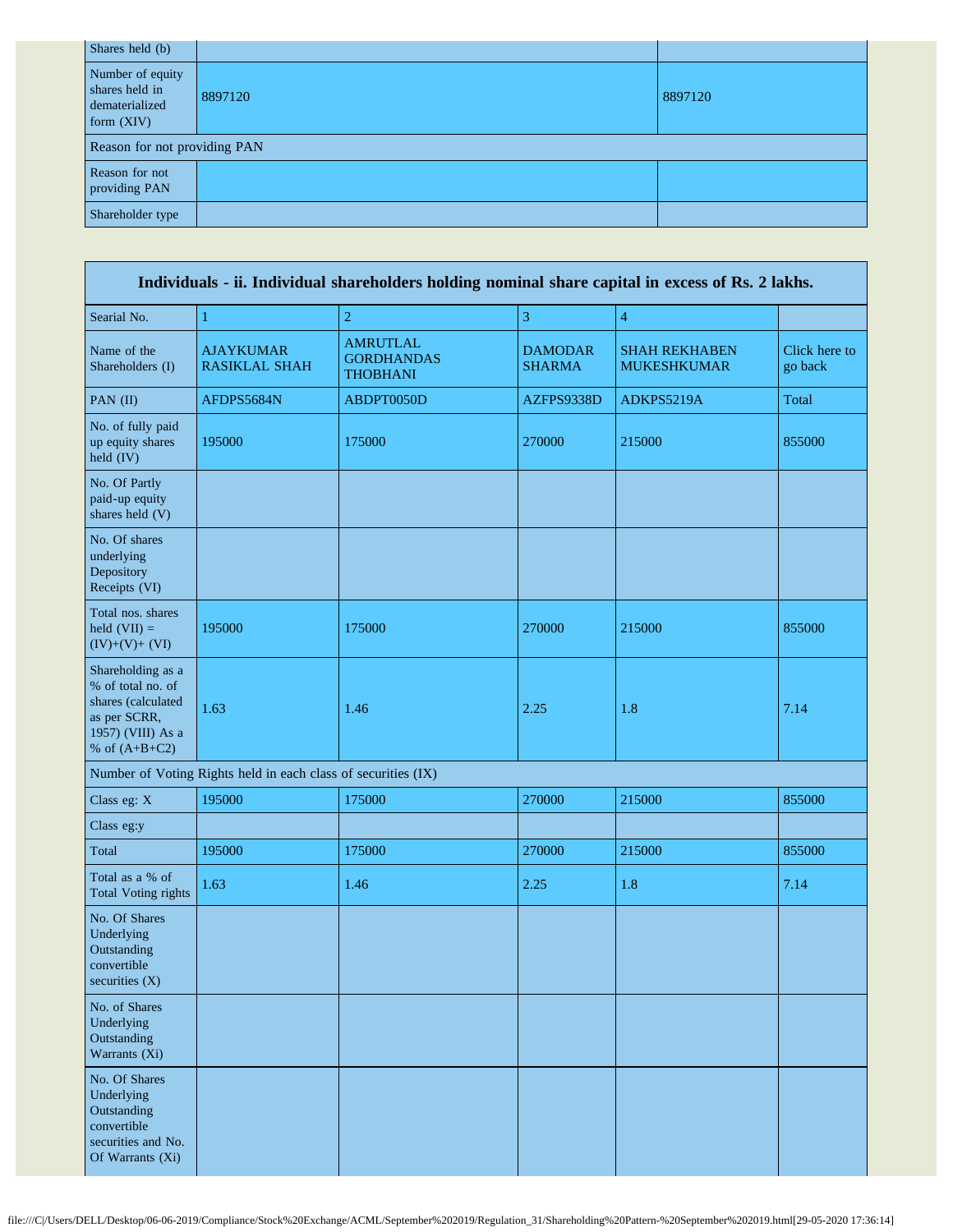| Shares held (b) | | |
|---|---|---|
| Number of equity shares held in dematerialized form (XIV) | 8897120 | 8897120 |
| Reason for not providing PAN | | |
| Reason for not providing PAN | | |
| Shareholder type | | |

| Individuals - ii. Individual shareholders holding nominal share capital in excess of Rs. 2 lakhs. | | | | | |
|---|---|---|---|---|---|
| Searial No. | 1 | 2 | 3 | 4 | |
| Name of the Shareholders (I) | AJAYKUMAR RASIKLAL SHAH | AMRUTLAL GORDHANDAS THOBHANI | DAMODAR SHARMA | SHAH REKHABEN MUKESHKUMAR | Click here to go back |
| PAN (II) | AFDPS5684N | ABDPT0050D | AZFPS9338D | ADKPS5219A | Total |
| No. of fully paid up equity shares held (IV) | 195000 | 175000 | 270000 | 215000 | 855000 |
| No. Of Partly paid-up equity shares held (V) | | | | | |
| No. Of shares underlying Depository Receipts (VI) | | | | | |
| Total nos. shares held (VII) = (IV)+(V)+ (VI) | 195000 | 175000 | 270000 | 215000 | 855000 |
| Shareholding as a % of total no. of shares (calculated as per SCRR, 1957) (VIII) As a % of (A+B+C2) | 1.63 | 1.46 | 2.25 | 1.8 | 7.14 |
| Number of Voting Rights held in each class of securities (IX) | | | | | |
| Class eg: X | 195000 | 175000 | 270000 | 215000 | 855000 |
| Class eg:y | | | | | |
| Total | 195000 | 175000 | 270000 | 215000 | 855000 |
| Total as a % of Total Voting rights | 1.63 | 1.46 | 2.25 | 1.8 | 7.14 |
| No. Of Shares Underlying Outstanding convertible securities (X) | | | | | |
| No. of Shares Underlying Outstanding Warrants (Xi) | | | | | |
| No. Of Shares Underlying Outstanding convertible securities and No. Of Warrants (Xi) | | | | | |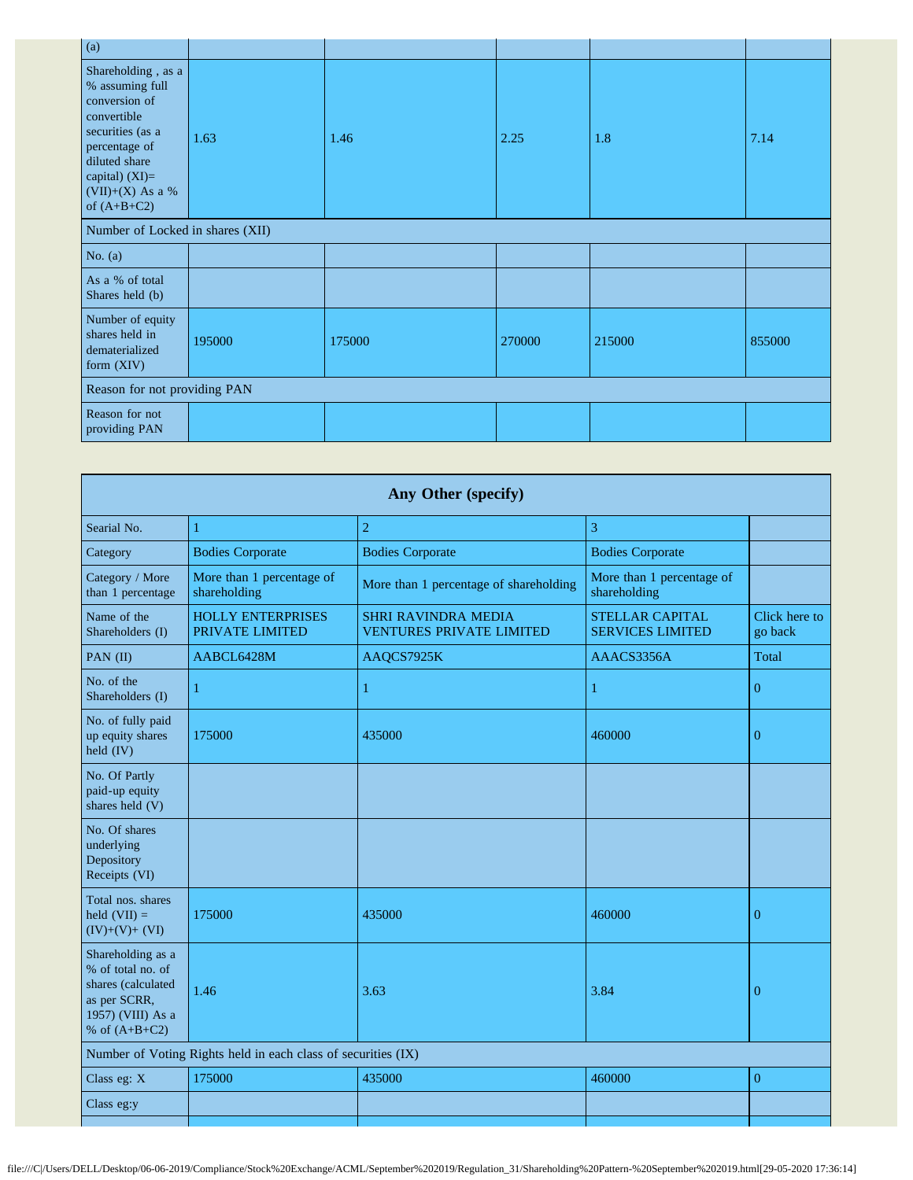| (a) | | | | | |
|---|---|---|---|---|---|
| Shareholding , as a % assuming full conversion of convertible securities (as a percentage of diluted share capital) (XI)= (VII)+(X) As a % of (A+B+C2) | 1.63 | 1.46 | 2.25 | 1.8 | 7.14 |
| Number of Locked in shares (XII) | | | | | |
| No. (a) | | | | | |
| As a % of total Shares held (b) | | | | | |
| Number of equity shares held in dematerialized form (XIV) | 195000 | 175000 | 270000 | 215000 | 855000 |
| Reason for not providing PAN | | | | | |
| Reason for not providing PAN | | | | | |

| Any Other (specify) | | | | |
|---|---|---|---|---|
| Searial No. | 1 | 2 | 3 | |
| Category | Bodies Corporate | Bodies Corporate | Bodies Corporate | |
| Category / More than 1 percentage | More than 1 percentage of shareholding | More than 1 percentage of shareholding | More than 1 percentage of shareholding | |
| Name of the Shareholders (I) | HOLLY ENTERPRISES PRIVATE LIMITED | SHRI RAVINDRA MEDIA VENTURES PRIVATE LIMITED | STELLAR CAPITAL SERVICES LIMITED | Click here to go back |
| PAN (II) | AABCL6428M | AAQCS7925K | AAACS3356A | Total |
| No. of the Shareholders (I) | 1 | 1 | 1 | 0 |
| No. of fully paid up equity shares held (IV) | 175000 | 435000 | 460000 | 0 |
| No. Of Partly paid-up equity shares held (V) | | | | |
| No. Of shares underlying Depository Receipts (VI) | | | | |
| Total nos. shares held (VII) = (IV)+(V)+ (VI) | 175000 | 435000 | 460000 | 0 |
| Shareholding as a % of total no. of shares (calculated as per SCRR, 1957) (VIII) As a % of (A+B+C2) | 1.46 | 3.63 | 3.84 | 0 |
| Number of Voting Rights held in each class of securities (IX) | | | | |
| Class eg: X | 175000 | 435000 | 460000 | 0 |
| Class eg:y | | | | |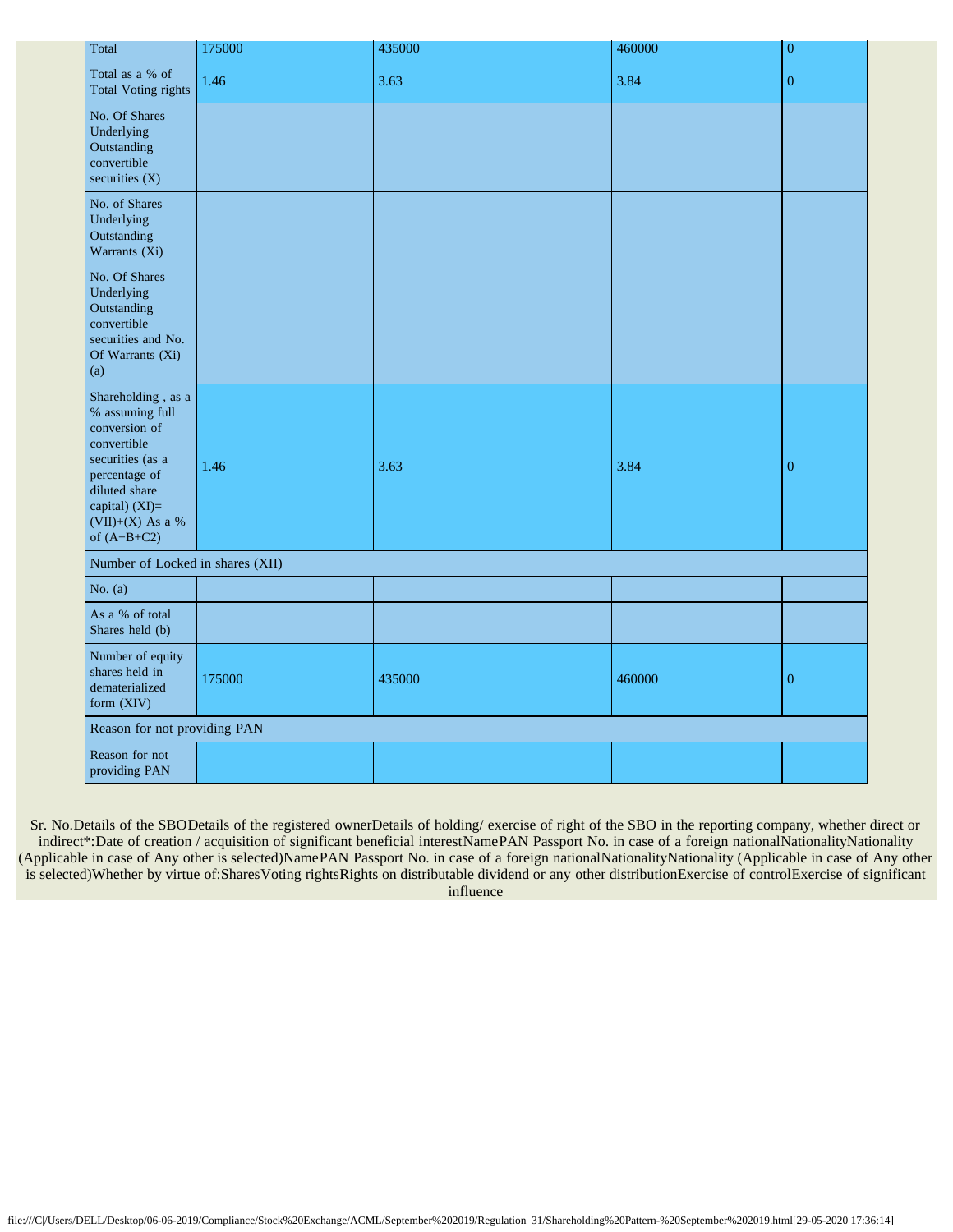| | | | | |
|---|---|---|---|---|
| Total | 175000 | 435000 | 460000 | 0 |
| Total as a % of Total Voting rights | 1.46 | 3.63 | 3.84 | 0 |
| No. Of Shares Underlying Outstanding convertible securities (X) | | | | |
| No. of Shares Underlying Outstanding Warrants (Xi) | | | | |
| No. Of Shares Underlying Outstanding convertible securities and No. Of Warrants (Xi) (a) | | | | |
| Shareholding , as a % assuming full conversion of convertible securities (as a percentage of diluted share capital) (XI)= (VII)+(X) As a % of (A+B+C2) | 1.46 | 3.63 | 3.84 | 0 |
| Number of Locked in shares (XII) | | | | |
| No. (a) | | | | |
| As a % of total Shares held (b) | | | | |
| Number of equity shares held in dematerialized form (XIV) | 175000 | 435000 | 460000 | 0 |
| Reason for not providing PAN | | | | |
| Reason for not providing PAN | | | | |

Sr. No.Details of the SBODetails of the registered ownerDetails of holding/ exercise of right of the SBO in the reporting company, whether direct or indirect*:Date of creation / acquisition of significant beneficial interestNamePAN Passport No. in case of a foreign nationalNationalityNationality (Applicable in case of Any other is selected)NamePAN Passport No. in case of a foreign nationalNationalityNationality (Applicable in case of Any other is selected)Whether by virtue of:SharesVoting rightsRights on distributable dividend or any other distributionExercise of controlExercise of significant influence